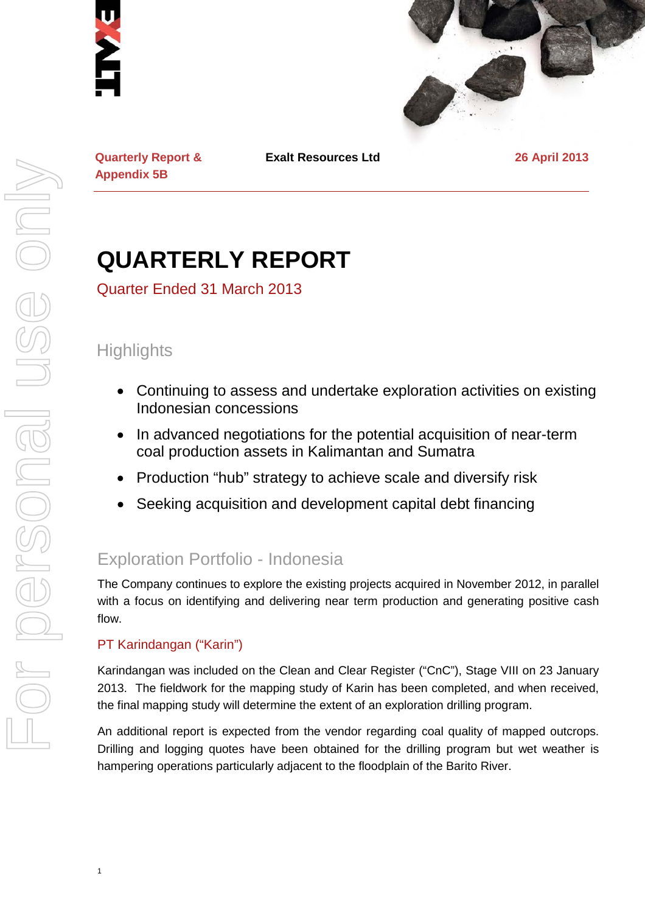**Quarterly Report & Appendix 5B** | **Exalt Resources Ltd** | **26 April 2013**

# QUARTERLY REPORT

Quarter Ended 31 March 2013

## Highlights

- Continuing to assess and undertake exploration activities on existing Indonesian concessions
- In advanced negotiations for the potential acquisition of near-term coal production assets in Kalimantan and Sumatra
- Production "hub" strategy to achieve scale and diversify risk
- Seeking acquisition and development capital debt financing

## Exploration Portfolio - Indonesia

The Company continues to explore the existing projects acquired in November 2012, in parallel with a focus on identifying and delivering near term production and generating positive cash flow.

### PT Karindangan ("Karin")

Karindangan was included on the Clean and Clear Register ("CnC"), Stage VIII on 23 January 2013. The fieldwork for the mapping study of Karin has been completed, and when received, the final mapping study will determine the extent of an exploration drilling program.

An additional report is expected from the vendor regarding coal quality of mapped outcrops. Drilling and logging quotes have been obtained for the drilling program but wet weather is hampering operations particularly adjacent to the floodplain of the Barito River.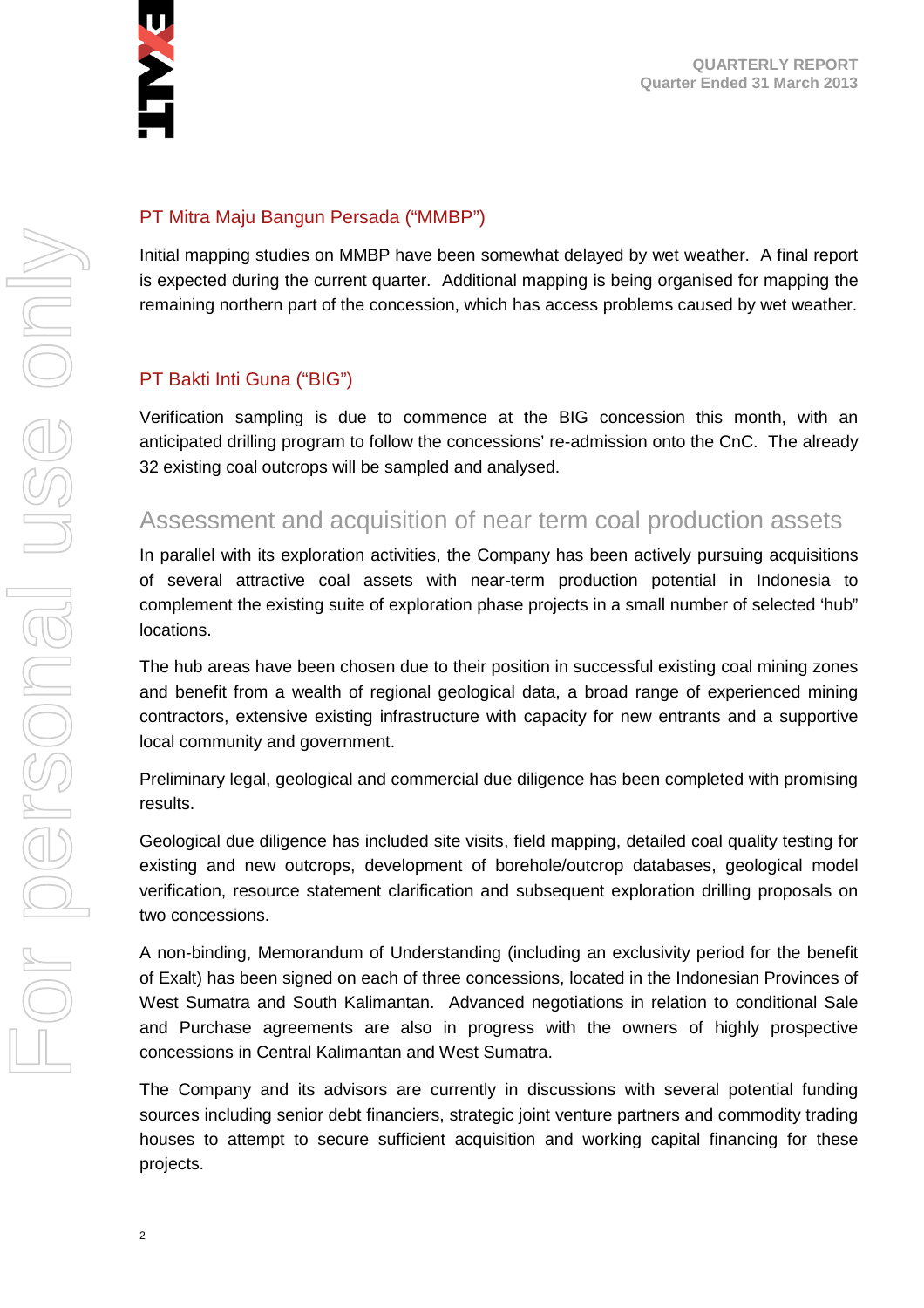### PT Mitra Maju Bangun Persada ("MMBP")

Initial mapping studies on MMBP have been somewhat delayed by wet weather. A final report is expected during the current quarter. Additional mapping is being organised for mapping the remaining northern part of the concession, which has access problems caused by wet weather.

### PT Bakti Inti Guna ("BIG")

Verification sampling is due to commence at the BIG concession this month, with an anticipated drilling program to follow the concessions' re-admission onto the CnC. The already 32 existing coal outcrops will be sampled and analysed.

## Assessment and acquisition of near term coal production assets

In parallel with its exploration activities, the Company has been actively pursuing acquisitions of several attractive coal assets with near-term production potential in Indonesia to complement the existing suite of exploration phase projects in a small number of selected 'hub" locations.

The hub areas have been chosen due to their position in successful existing coal mining zones and benefit from a wealth of regional geological data, a broad range of experienced mining contractors, extensive existing infrastructure with capacity for new entrants and a supportive local community and government.

Preliminary legal, geological and commercial due diligence has been completed with promising results.

Geological due diligence has included site visits, field mapping, detailed coal quality testing for existing and new outcrops, development of borehole/outcrop databases, geological model verification, resource statement clarification and subsequent exploration drilling proposals on two concessions.

A non-binding, Memorandum of Understanding (including an exclusivity period for the benefit of Exalt) has been signed on each of three concessions, located in the Indonesian Provinces of West Sumatra and South Kalimantan. Advanced negotiations in relation to conditional Sale and Purchase agreements are also in progress with the owners of highly prospective concessions in Central Kalimantan and West Sumatra.

The Company and its advisors are currently in discussions with several potential funding sources including senior debt financiers, strategic joint venture partners and commodity trading houses to attempt to secure sufficient acquisition and working capital financing for these projects.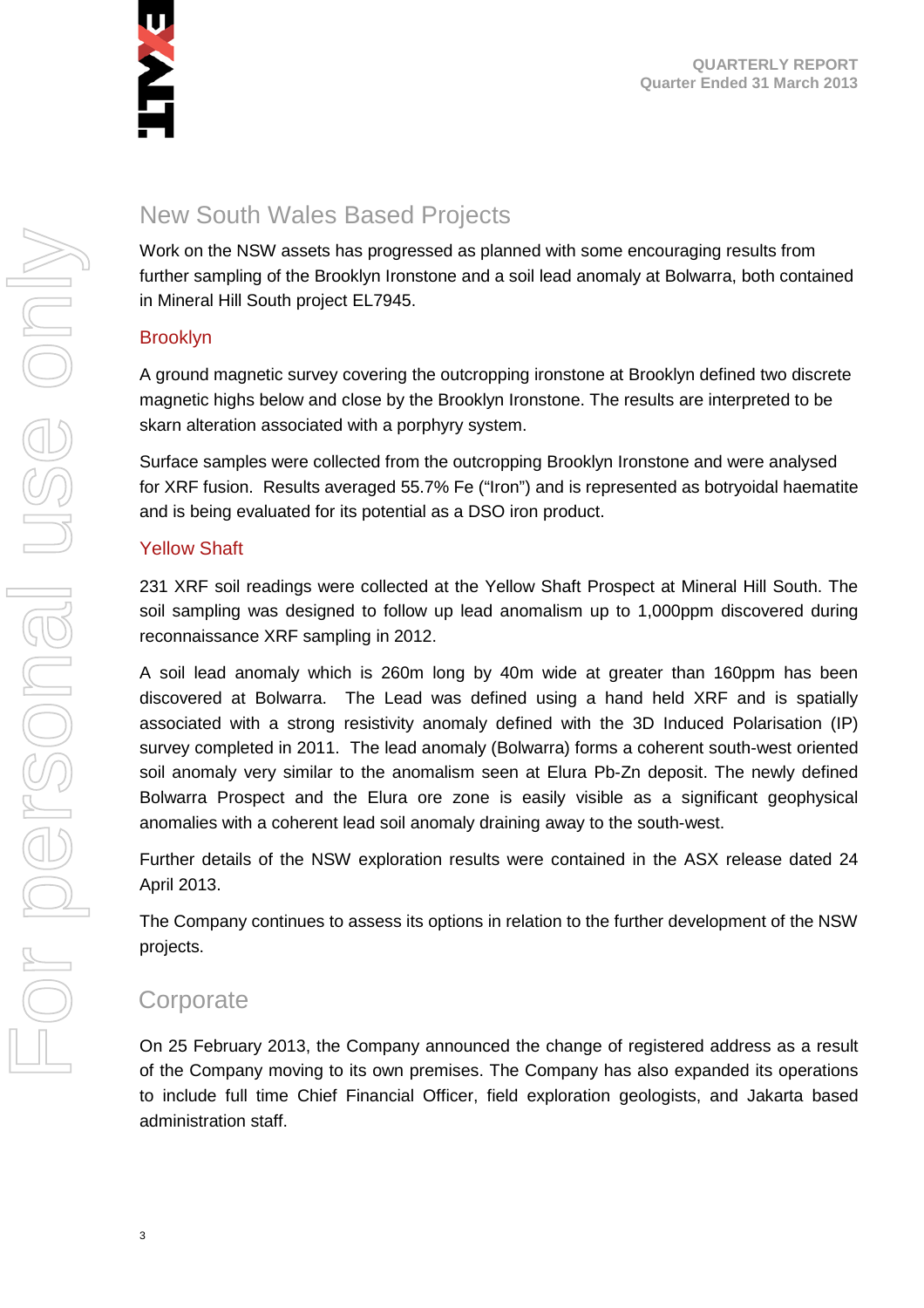## New South Wales Based Projects

Work on the NSW assets has progressed as planned with some encouraging results from further sampling of the Brooklyn Ironstone and a soil lead anomaly at Bolwarra, both contained in Mineral Hill South project EL7945.

### Brooklyn

A ground magnetic survey covering the outcropping ironstone at Brooklyn defined two discrete magnetic highs below and close by the Brooklyn Ironstone. The results are interpreted to be skarn alteration associated with a porphyry system.

Surface samples were collected from the outcropping Brooklyn Ironstone and were analysed for XRF fusion. Results averaged 55.7% Fe ("Iron") and is represented as botryoidal haematite and is being evaluated for its potential as a DSO iron product.

### Yellow Shaft

231 XRF soil readings were collected at the Yellow Shaft Prospect at Mineral Hill South. The soil sampling was designed to follow up lead anomalism up to 1,000ppm discovered during reconnaissance XRF sampling in 2012.

A soil lead anomaly which is 260m long by 40m wide at greater than 160ppm has been discovered at Bolwarra. The Lead was defined using a hand held XRF and is spatially associated with a strong resistivity anomaly defined with the 3D Induced Polarisation (IP) survey completed in 2011. The lead anomaly (Bolwarra) forms a coherent south-west oriented soil anomaly very similar to the anomalism seen at Elura Pb-Zn deposit. The newly defined Bolwarra Prospect and the Elura ore zone is easily visible as a significant geophysical anomalies with a coherent lead soil anomaly draining away to the south-west.

Further details of the NSW exploration results were contained in the ASX release dated 24 April 2013.

The Company continues to assess its options in relation to the further development of the NSW projects.

## Corporate

On 25 February 2013, the Company announced the change of registered address as a result of the Company moving to its own premises. The Company has also expanded its operations to include full time Chief Financial Officer, field exploration geologists, and Jakarta based administration staff.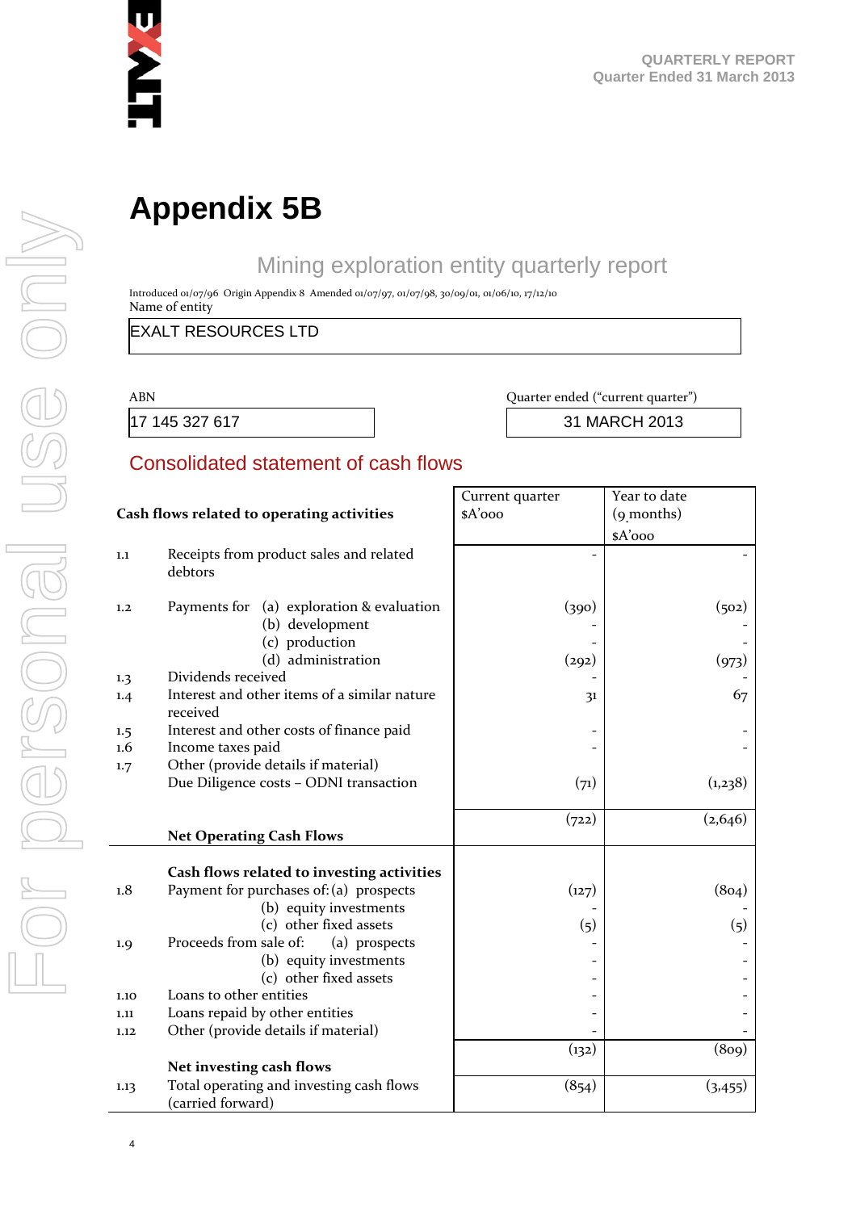# Appendix 5B

## Mining exploration entity quarterly report

Introduced 01/07/96 Origin Appendix 8 Amended 01/07/97, 01/07/98, 30/09/01, 01/06/10, 17/12/10

Name of entity

EXALT RESOURCES LTD

| ABN | Quarter ended ("current quarter") |
|---|---|
| 17 145 327 617 | 31 MARCH 2013 |

## Consolidated statement of cash flows

| | Cash flows related to operating activities | Current quarter $A'000 | Year to date (9 months) $A'000 |
|---|---|---|---|
| 1.1 | Receipts from product sales and related debtors | - | - |
| 1.2 | Payments for (a) exploration & evaluation | (390) | (502) |
| | (b) development | - | - |
| | (c) production | - | - |
| | (d) administration | (292) | (973) |
| 1.3 | Dividends received | - | - |
| 1.4 | Interest and other items of a similar nature received | 31 | 67 |
| 1.5 | Interest and other costs of finance paid | - | - |
| 1.6 | Income taxes paid | - | - |
| 1.7 | Other (provide details if material) Due Diligence costs – ODNI transaction | (71) | (1,238) |
| | **Net Operating Cash Flows** | (722) | (2,646) |
| | **Cash flows related to investing activities** | | |
| 1.8 | Payment for purchases of: (a) prospects | (127) | (804) |
| | (b) equity investments | - | - |
| | (c) other fixed assets | (5) | (5) |
| 1.9 | Proceeds from sale of: (a) prospects | - | - |
| | (b) equity investments | - | - |
| | (c) other fixed assets | - | - |
| 1.10 | Loans to other entities | - | - |
| 1.11 | Loans repaid by other entities | - | - |
| 1.12 | Other (provide details if material) | - | - |
| | **Net investing cash flows** | (132) | (809) |
| 1.13 | Total operating and investing cash flows (carried forward) | (854) | (3,455) |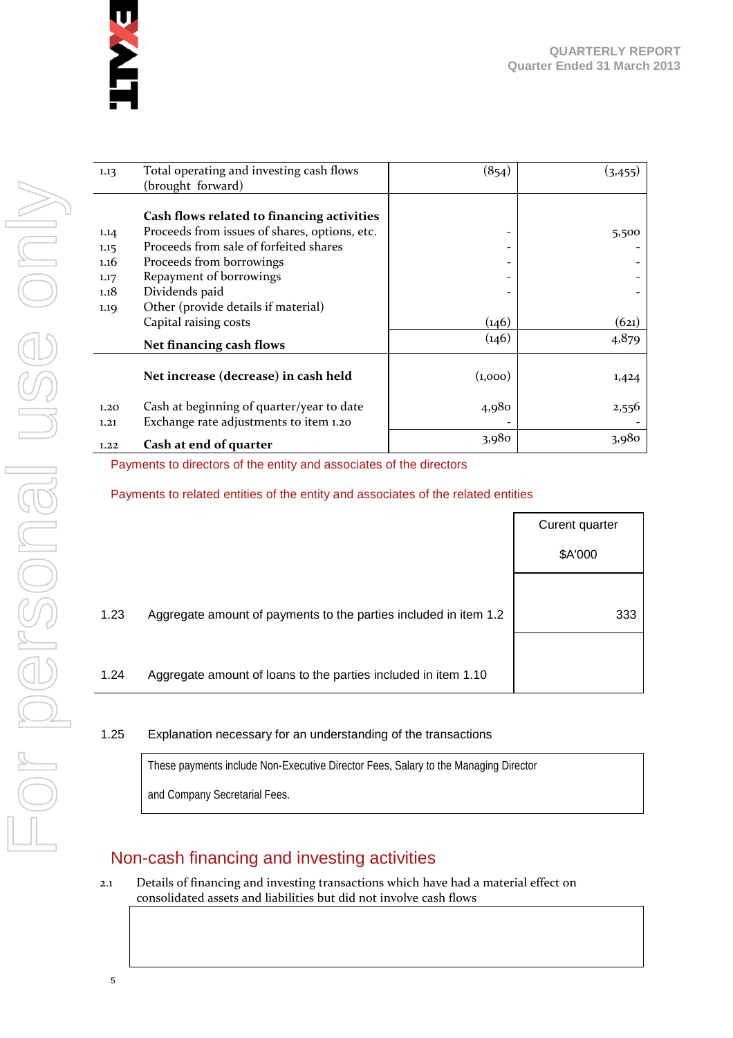| | | | |
|---|---|---|---|
| 1.13 | Total operating and investing cash flows (brought forward) | (854) | (3,455) |
| | **Cash flows related to financing activities** | | |
| 1.14 | Proceeds from issues of shares, options, etc. | - | 5,500 |
| 1.15 | Proceeds from sale of forfeited shares | - | - |
| 1.16 | Proceeds from borrowings | - | - |
| 1.17 | Repayment of borrowings | - | - |
| 1.18 | Dividends paid | - | - |
| 1.19 | Other (provide details if material) | | |
| | Capital raising costs | (146) | (621) |
| | **Net financing cash flows** | (146) | 4,879 |
| | **Net increase (decrease) in cash held** | (1,000) | 1,424 |
| 1.20 | Cash at beginning of quarter/year to date | 4,980 | 2,556 |
| 1.21 | Exchange rate adjustments to item 1.20 | - | - |
| 1.22 | **Cash at end of quarter** | 3,980 | 3,980 |

## Payments to directors of the entity and associates of the directors

## Payments to related entities of the entity and associates of the related entities

| | | Curent quarter $A'000 |
|---|---|---|
| 1.23 | Aggregate amount of payments to the parties included in item 1.2 | 333 |
| 1.24 | Aggregate amount of loans to the parties included in item 1.10 | |

1.25 Explanation necessary for an understanding of the transactions

These payments include Non-Executive Director Fees, Salary to the Managing Director and Company Secretarial Fees.

## Non-cash financing and investing activities

2.1 Details of financing and investing transactions which have had a material effect on consolidated assets and liabilities but did not involve cash flows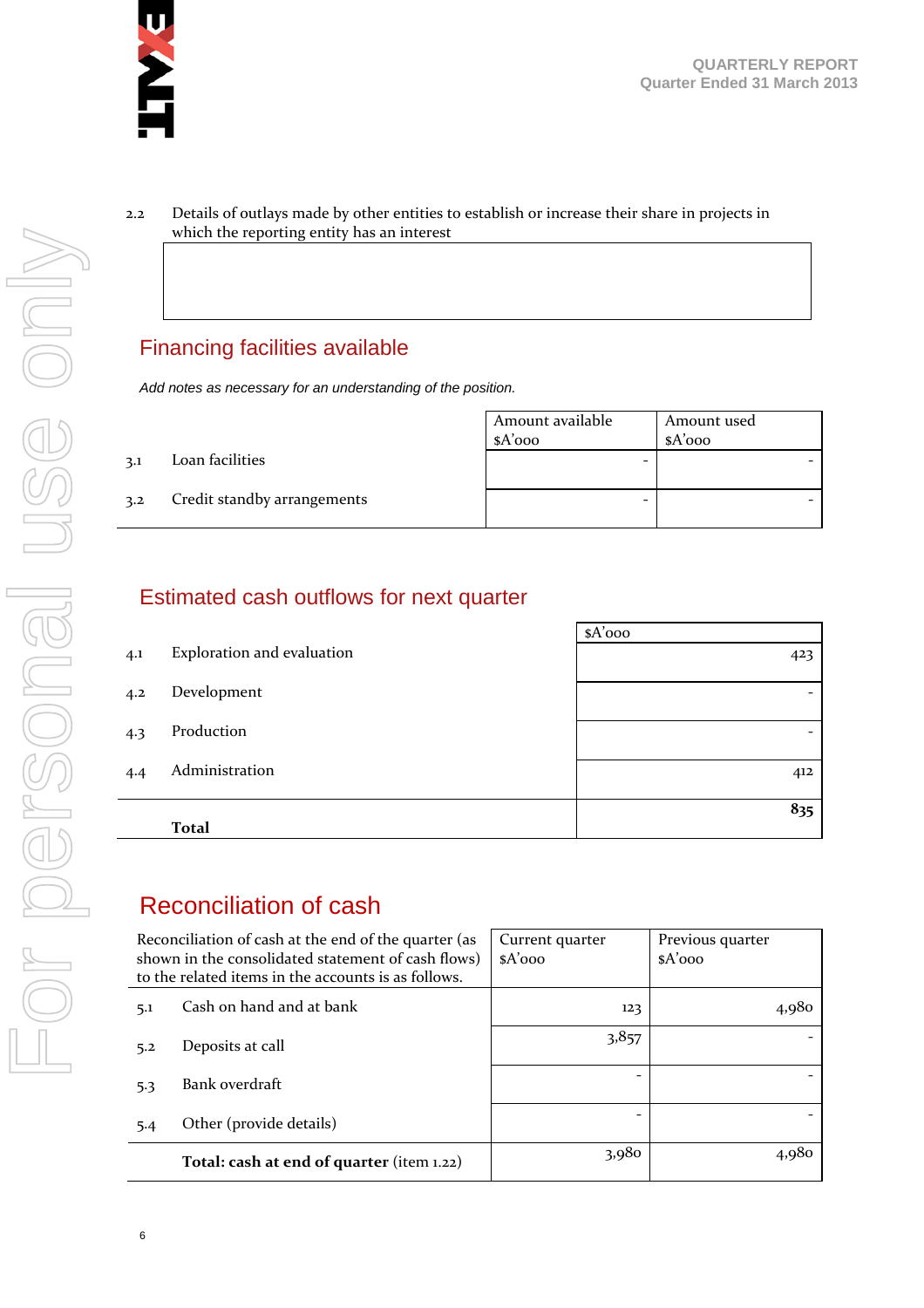2.2 Details of outlays made by other entities to establish or increase their share in projects in which the reporting entity has an interest

| |
|---|
| |

## Financing facilities available

*Add notes as necessary for an understanding of the position.*

| | | Amount available $A'000 | Amount used $A'000 |
|---|---|---|---|
| 3.1 | Loan facilities | - | - |
| 3.2 | Credit standby arrangements | - | - |

## Estimated cash outflows for next quarter

| | | $A'000 |
|---|---|---|
| 4.1 | Exploration and evaluation | 423 |
| 4.2 | Development | - |
| 4.3 | Production | - |
| 4.4 | Administration | 412 |
| | **Total** | **835** |

## Reconciliation of cash

| Reconciliation of cash at the end of the quarter (as shown in the consolidated statement of cash flows) to the related items in the accounts is as follows. | | Current quarter $A'000 | Previous quarter $A'000 |
|---|---|---|---|
| 5.1 | Cash on hand and at bank | 123 | 4,980 |
| 5.2 | Deposits at call | 3,857 | - |
| 5.3 | Bank overdraft | - | - |
| 5.4 | Other (provide details) | - | - |
| | **Total: cash at end of quarter** (item 1.22) | 3,980 | 4,980 |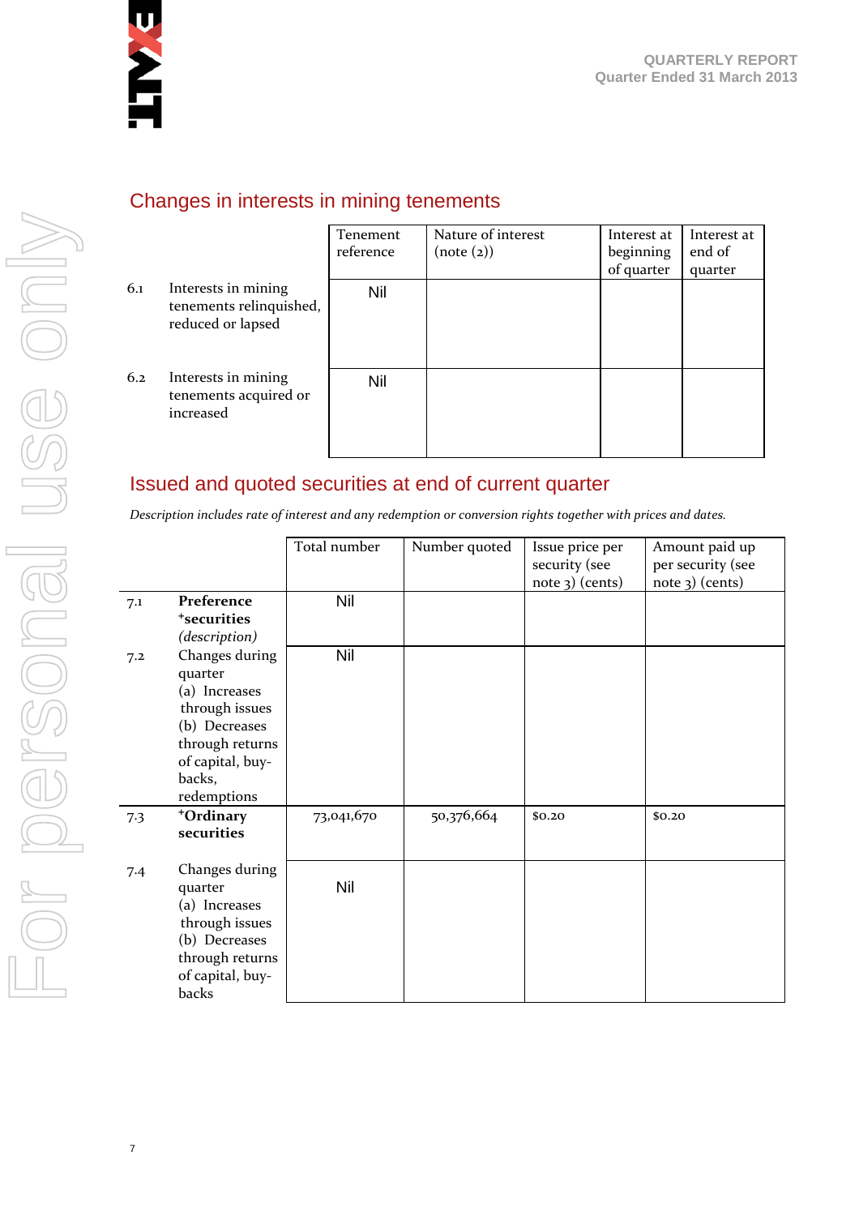## Changes in interests in mining tenements

| | | Tenement reference | Nature of interest (note (2)) | Interest at beginning of quarter | Interest at end of quarter |
|---|---|---|---|---|---|
| 6.1 | Interests in mining tenements relinquished, reduced or lapsed | Nil | | | |
| 6.2 | Interests in mining tenements acquired or increased | Nil | | | |

## Issued and quoted securities at end of current quarter

*Description includes rate of interest and any redemption or conversion rights together with prices and dates.*

| | | Total number | Number quoted | Issue price per security (see note 3) (cents) | Amount paid up per security (see note 3) (cents) |
|---|---|---|---|---|---|
| 7.1 | **Preference +securities** *(description)* | Nil | | | |
| 7.2 | Changes during quarter (a) Increases through issues (b) Decreases through returns of capital, buy-backs, redemptions | Nil | | | |
| 7.3 | **+Ordinary securities** | 73,041,670 | 50,376,664 | $0.20 | $0.20 |
| 7.4 | Changes during quarter (a) Increases through issues (b) Decreases through returns of capital, buy-backs | Nil | | | |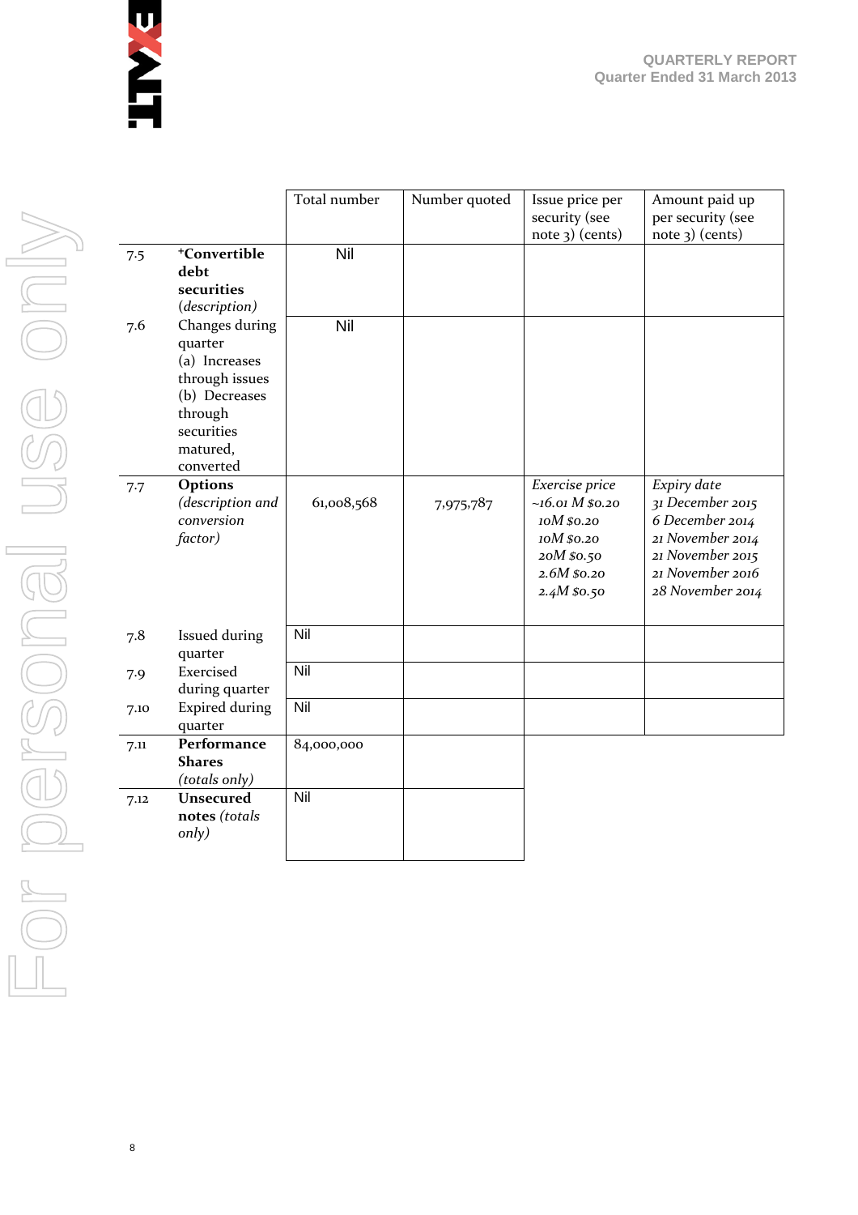| | | Total number | Number quoted | Issue price per security (see note 3) (cents) | Amount paid up per security (see note 3) (cents) |
|---|---|---|---|---|---|
| 7.5 | **+Convertible debt securities** *(description)* | Nil | | | |
| 7.6 | Changes during quarter (a) Increases through issues (b) Decreases through securities matured, converted | Nil | | | |
| 7.7 | **Options** *(description and conversion factor)* | 61,008,568 | 7,975,787 | *Exercise price* *~16.01 M $0.20* *10M $0.20* *10M $0.20* *20M $0.50* *2.6M $0.20* *2.4M $0.50* | *Expiry date* *31 December 2015* *6 December 2014* *21 November 2014* *21 November 2015* *21 November 2016* *28 November 2014* |
| 7.8 | Issued during quarter | Nil | | | |
| 7.9 | Exercised during quarter | Nil | | | |
| 7.10 | Expired during quarter | Nil | | | |
| 7.11 | **Performance Shares** *(totals only)* | 84,000,000 | | | |
| 7.12 | **Unsecured notes** *(totals only)* | Nil | | | |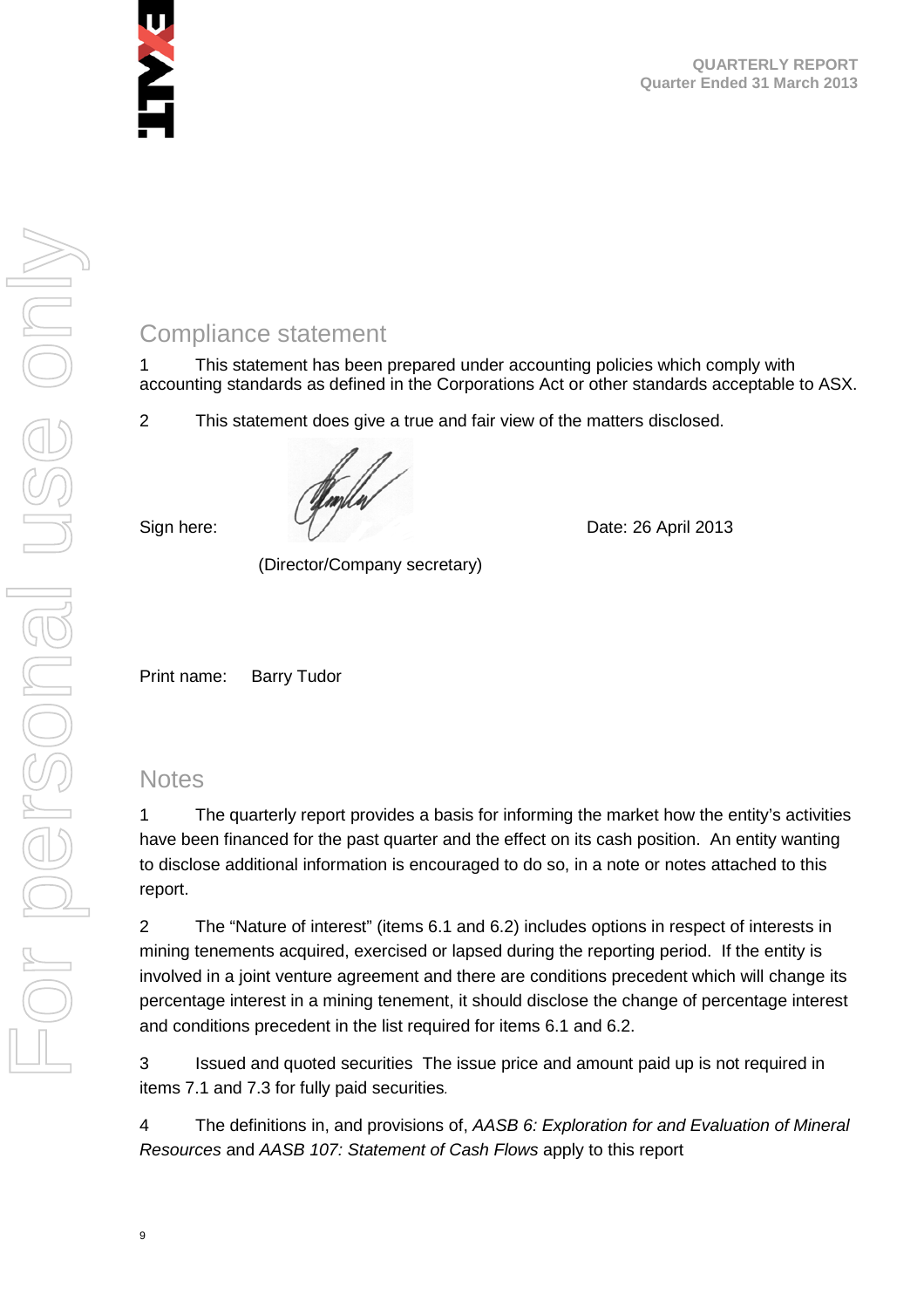## Compliance statement

1 This statement has been prepared under accounting policies which comply with accounting standards as defined in the Corporations Act or other standards acceptable to ASX.

2 This statement does give a true and fair view of the matters disclosed.

Sign here: Date: 26 April 2013

(Director/Company secretary)

Print name: Barry Tudor

## Notes

1 The quarterly report provides a basis for informing the market how the entity's activities have been financed for the past quarter and the effect on its cash position. An entity wanting to disclose additional information is encouraged to do so, in a note or notes attached to this report.

2 The "Nature of interest" (items 6.1 and 6.2) includes options in respect of interests in mining tenements acquired, exercised or lapsed during the reporting period. If the entity is involved in a joint venture agreement and there are conditions precedent which will change its percentage interest in a mining tenement, it should disclose the change of percentage interest and conditions precedent in the list required for items 6.1 and 6.2.

3 Issued and quoted securities The issue price and amount paid up is not required in items 7.1 and 7.3 for fully paid securities.

4 The definitions in, and provisions of, *AASB 6: Exploration for and Evaluation of Mineral Resources* and *AASB 107: Statement of Cash Flows* apply to this report